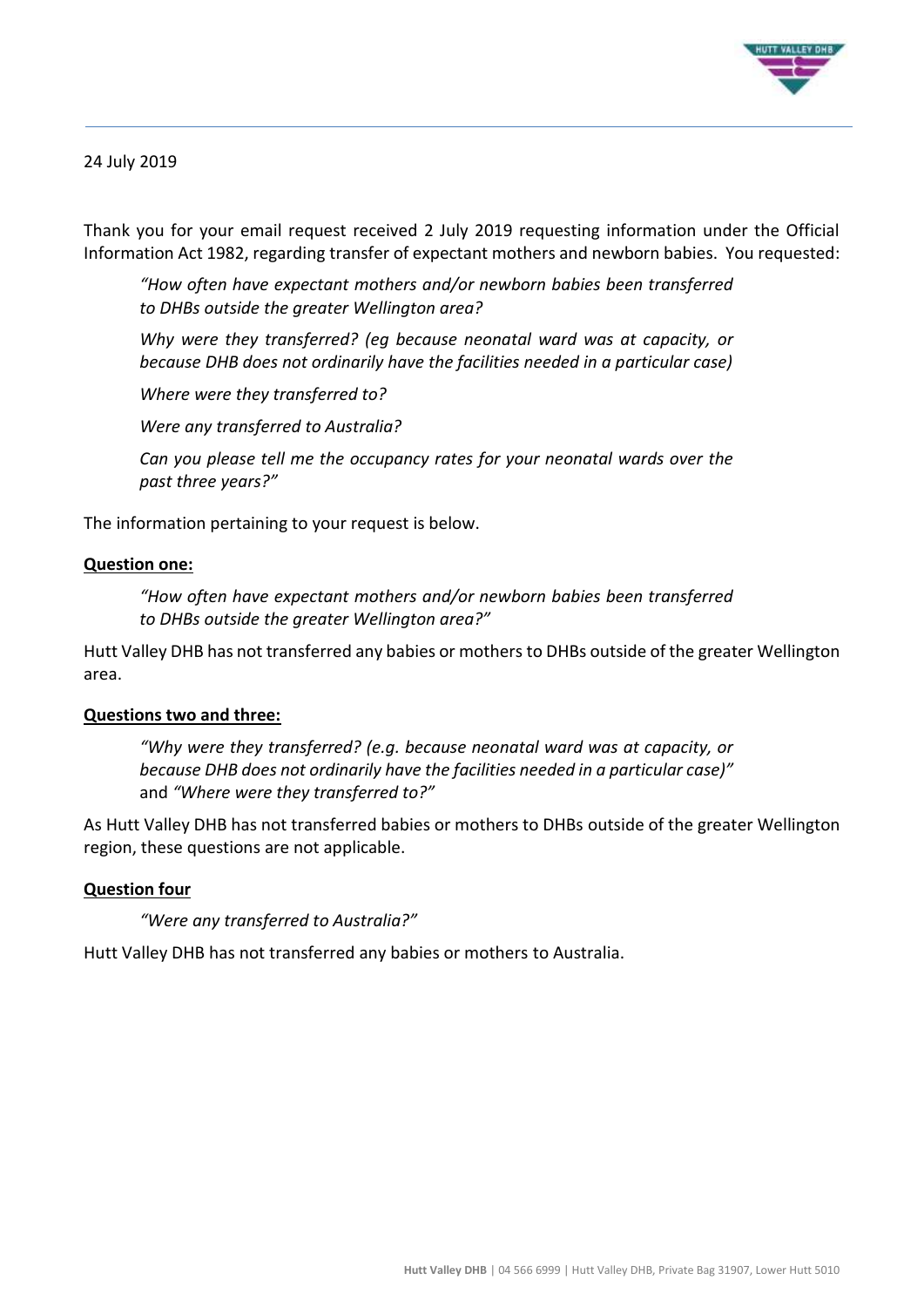24 July 2019

Thank you for your email request received 2 July 2019 requesting information under the Official Information Act 1982, regarding transfer of expectant mothers and newborn babies. You requested:

> *"How often have expectant mothers and/or newborn babies been transferred to DHBs outside the greater Wellington area?*
>
> *Why were they transferred? (eg because neonatal ward was at capacity, or because DHB does not ordinarily have the facilities needed in a particular case)*
>
> *Where were they transferred to?*
>
> *Were any transferred to Australia?*
>
> *Can you please tell me the occupancy rates for your neonatal wards over the past three years?"*

The information pertaining to your request is below.

**Question one:**

> *"How often have expectant mothers and/or newborn babies been transferred to DHBs outside the greater Wellington area?"*

Hutt Valley DHB has not transferred any babies or mothers to DHBs outside of the greater Wellington area.

**Questions two and three:**

> *"Why were they transferred? (e.g. because neonatal ward was at capacity, or because DHB does not ordinarily have the facilities needed in a particular case)"* and *"Where were they transferred to?"*

As Hutt Valley DHB has not transferred babies or mothers to DHBs outside of the greater Wellington region, these questions are not applicable.

**Question four**

> *"Were any transferred to Australia?"*

Hutt Valley DHB has not transferred any babies or mothers to Australia.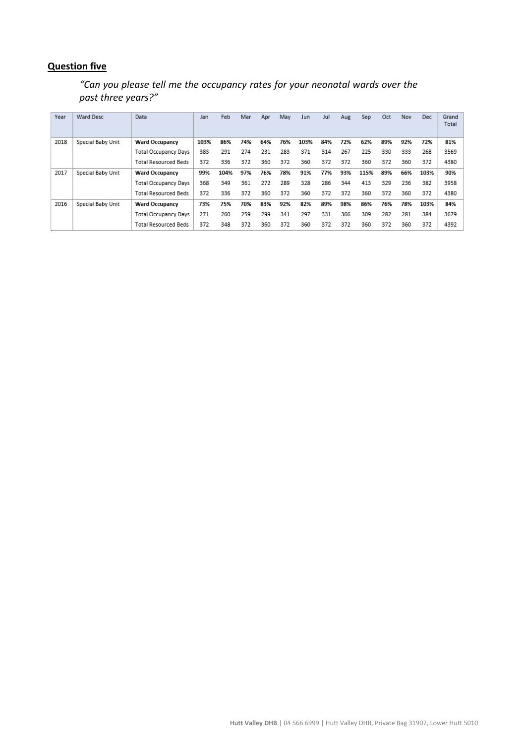## **Question five**

*"Can you please tell me the occupancy rates for your neonatal wards over the past three years?"*

| Year | Ward Desc | Data | Jan | Feb | Mar | Apr | May | Jun | Jul | Aug | Sep | Oct | Nov | Dec | Grand Total |
|---|---|---|---|---|---|---|---|---|---|---|---|---|---|---|---|
| 2018 | Special Baby Unit | **Ward Occupancy** | **103%** | **86%** | **74%** | **64%** | **76%** | **103%** | **84%** | **72%** | **62%** | **89%** | **92%** | **72%** | **81%** |
| | | Total Occupancy Days | 383 | 291 | 274 | 231 | 283 | 371 | 314 | 267 | 225 | 330 | 333 | 268 | 3569 |
| | | Total Resourced Beds | 372 | 336 | 372 | 360 | 372 | 360 | 372 | 372 | 360 | 372 | 360 | 372 | 4380 |
| 2017 | Special Baby Unit | **Ward Occupancy** | **99%** | **104%** | **97%** | **76%** | **78%** | **91%** | **77%** | **93%** | **115%** | **89%** | **66%** | **103%** | **90%** |
| | | Total Occupancy Days | 368 | 349 | 361 | 272 | 289 | 328 | 286 | 344 | 413 | 329 | 236 | 382 | 3958 |
| | | Total Resourced Beds | 372 | 336 | 372 | 360 | 372 | 360 | 372 | 372 | 360 | 372 | 360 | 372 | 4380 |
| 2016 | Special Baby Unit | **Ward Occupancy** | **73%** | **75%** | **70%** | **83%** | **92%** | **82%** | **89%** | **98%** | **86%** | **76%** | **78%** | **103%** | **84%** |
| | | Total Occupancy Days | 271 | 260 | 259 | 299 | 341 | 297 | 331 | 366 | 309 | 282 | 281 | 384 | 3679 |
| | | Total Resourced Beds | 372 | 348 | 372 | 360 | 372 | 360 | 372 | 372 | 360 | 372 | 360 | 372 | 4392 |